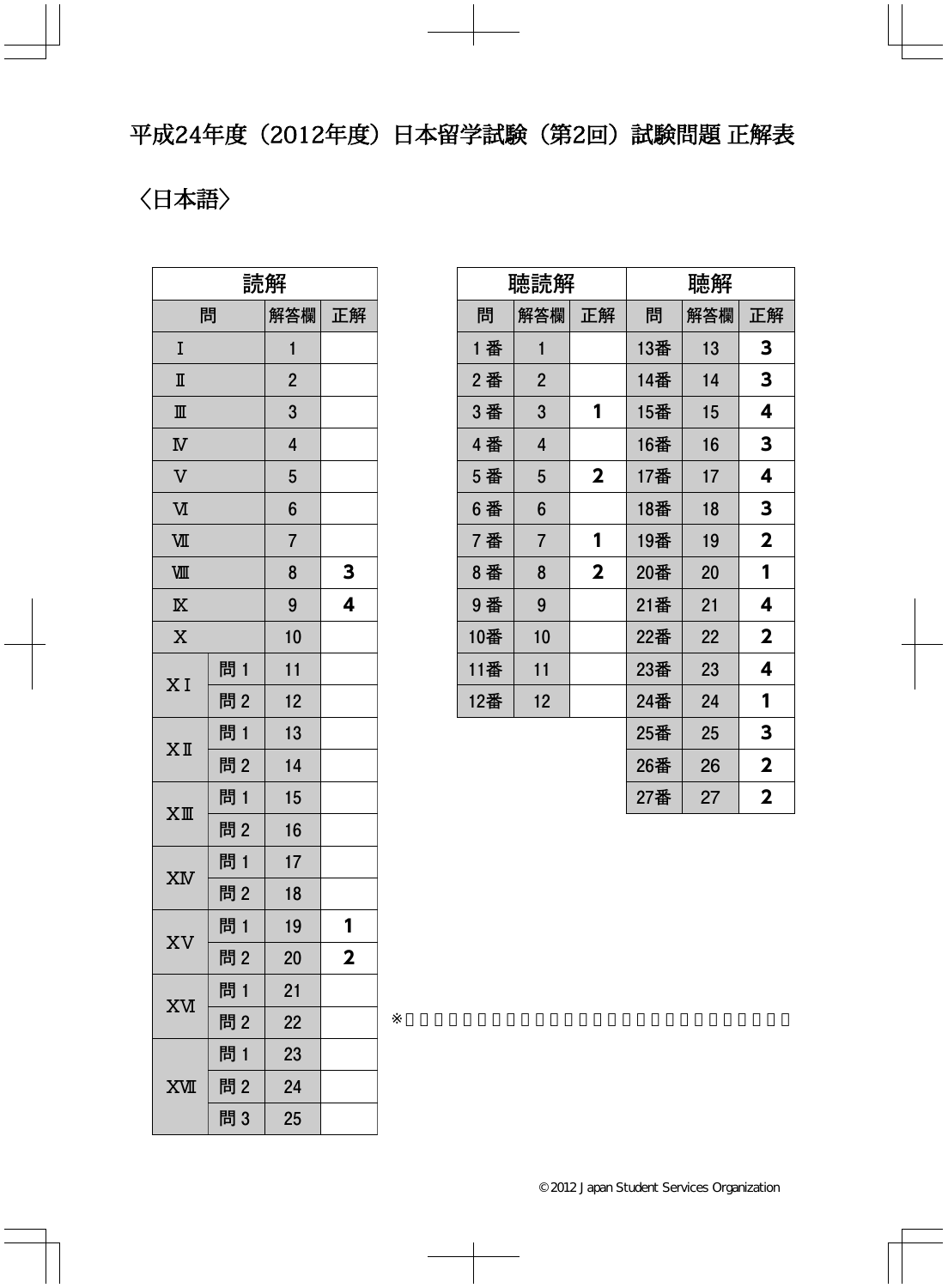# 平成24年度（2012年度）日本留学試験（第2回）試験問題 正解表

## 〈日本語〉

| 読解 | | | |
|---|---|---|---|
| 問 | | 解答欄 | 正解 |
| Ⅰ | | 1 | |
| Ⅱ | | 2 | |
| Ⅲ | | 3 | |
| Ⅳ | | 4 | |
| Ⅴ | | 5 | |
| Ⅵ | | 6 | |
| Ⅶ | | 7 | |
| Ⅷ | | 8 | 3 |
| Ⅸ | | 9 | 4 |
| Ⅹ | | 10 | |
| ⅩⅠ | 問１ | 11 | |
| | 問２ | 12 | |
| ⅩⅡ | 問１ | 13 | |
| | 問２ | 14 | |
| ⅩⅢ | 問１ | 15 | |
| | 問２ | 16 | |
| ⅩⅣ | 問１ | 17 | |
| | 問２ | 18 | |
| ⅩⅤ | 問１ | 19 | 1 |
| | 問２ | 20 | 2 |
| ⅩⅥ | 問１ | 21 | |
| | 問２ | 22 | |
| ⅩⅦ | 問１ | 23 | |
| | 問２ | 24 | |
| | 問３ | 25 | |

| 聴読解 | | | 聴解 | | |
|---|---|---|---|---|---|
| 問 | 解答欄 | 正解 | 問 | 解答欄 | 正解 |
| １番 | 1 | | 13番 | 13 | 3 |
| ２番 | 2 | | 14番 | 14 | 3 |
| ３番 | 3 | 1 | 15番 | 15 | 4 |
| ４番 | 4 | | 16番 | 16 | 3 |
| ５番 | 5 | 2 | 17番 | 17 | 4 |
| ６番 | 6 | | 18番 | 18 | 3 |
| ７番 | 7 | 1 | 19番 | 19 | 2 |
| ８番 | 8 | 2 | 20番 | 20 | 1 |
| ９番 | 9 | | 21番 | 21 | 4 |
| 10番 | 10 | | 22番 | 22 | 2 |
| 11番 | 11 | | 23番 | 23 | 4 |
| 12番 | 12 | | 24番 | 24 | 1 |
| | | | 25番 | 25 | 3 |
| | | | 26番 | 26 | 2 |
| | | | 27番 | 27 | 2 |

※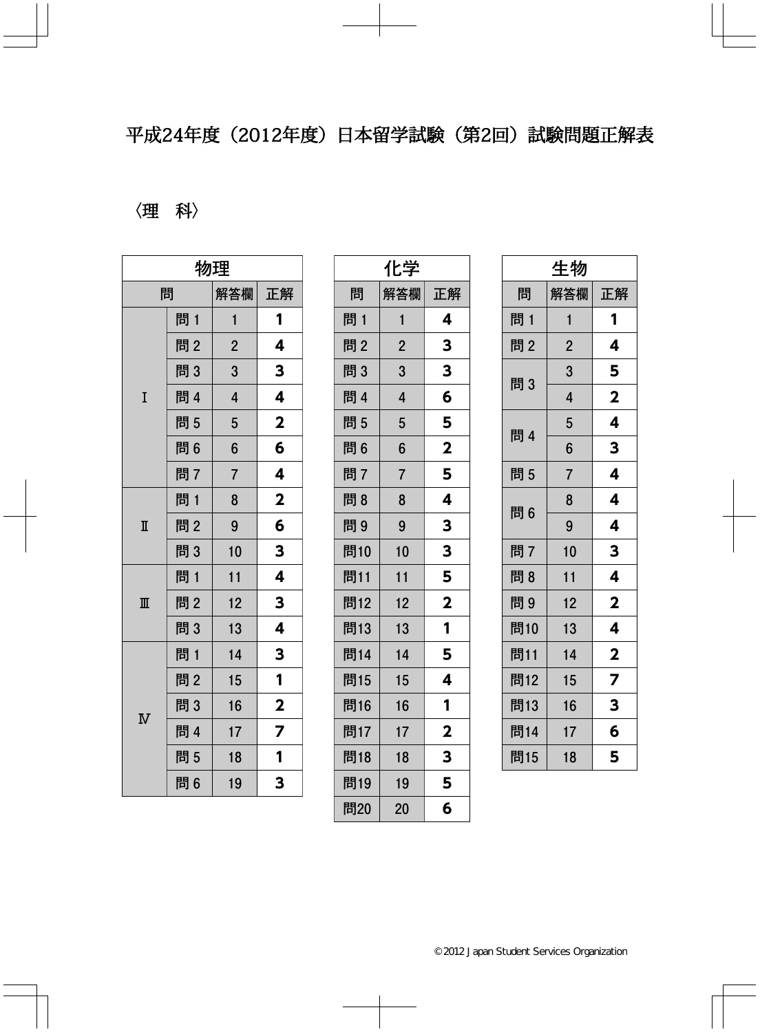# 平成24年度（2012年度）日本留学試験（第2回）試験問題正解表

〈理　科〉

## 物理

| 問 | | 解答欄 | 正解 |
|---|---|---|---|
| Ⅰ | 問１ | 1 | 1 |
| | 問２ | 2 | 4 |
| | 問３ | 3 | 3 |
| | 問４ | 4 | 4 |
| | 問５ | 5 | 2 |
| | 問６ | 6 | 6 |
| | 問７ | 7 | 4 |
| Ⅱ | 問１ | 8 | 2 |
| | 問２ | 9 | 6 |
| | 問３ | 10 | 3 |
| Ⅲ | 問１ | 11 | 4 |
| | 問２ | 12 | 3 |
| | 問３ | 13 | 4 |
| Ⅳ | 問１ | 14 | 3 |
| | 問２ | 15 | 1 |
| | 問３ | 16 | 2 |
| | 問４ | 17 | 7 |
| | 問５ | 18 | 1 |
| | 問６ | 19 | 3 |

## 化学

| 問 | 解答欄 | 正解 |
|---|---|---|
| 問１ | 1 | 4 |
| 問２ | 2 | 3 |
| 問３ | 3 | 3 |
| 問４ | 4 | 6 |
| 問５ | 5 | 5 |
| 問６ | 6 | 2 |
| 問７ | 7 | 5 |
| 問８ | 8 | 4 |
| 問９ | 9 | 3 |
| 問10 | 10 | 3 |
| 問11 | 11 | 5 |
| 問12 | 12 | 2 |
| 問13 | 13 | 1 |
| 問14 | 14 | 5 |
| 問15 | 15 | 4 |
| 問16 | 16 | 1 |
| 問17 | 17 | 2 |
| 問18 | 18 | 3 |
| 問19 | 19 | 5 |
| 問20 | 20 | 6 |

## 生物

| 問 | 解答欄 | 正解 |
|---|---|---|
| 問１ | 1 | 1 |
| 問２ | 2 | 4 |
| 問３ | 3 | 5 |
| | 4 | 2 |
| 問４ | 5 | 4 |
| | 6 | 3 |
| 問５ | 7 | 4 |
| 問６ | 8 | 4 |
| | 9 | 4 |
| 問７ | 10 | 3 |
| 問８ | 11 | 4 |
| 問９ | 12 | 2 |
| 問10 | 13 | 4 |
| 問11 | 14 | 2 |
| 問12 | 15 | 7 |
| 問13 | 16 | 3 |
| 問14 | 17 | 6 |
| 問15 | 18 | 5 |

©2012 Japan Student Services Organization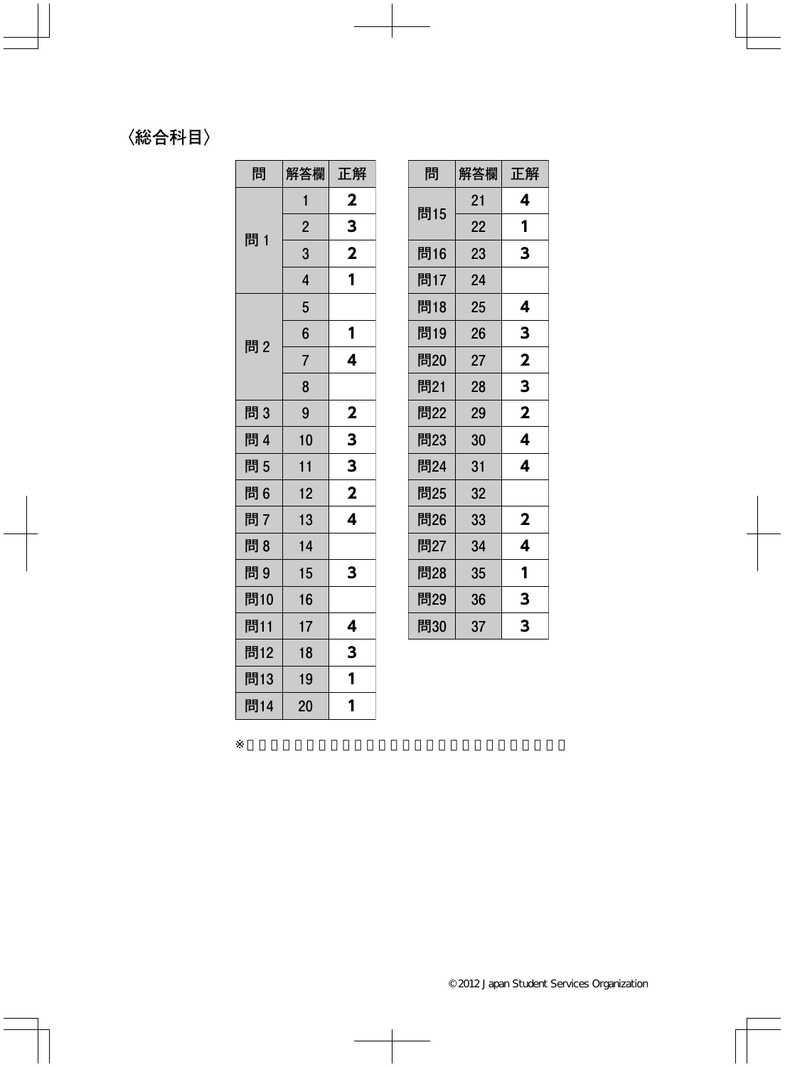〈総合科目〉

| 問 | 解答欄 | 正解 |
|---|---|---|
| 問 1 | 1 | 2 |
| | 2 | 3 |
| | 3 | 2 |
| | 4 | 1 |
| 問 2 | 5 | |
| | 6 | 1 |
| | 7 | 4 |
| | 8 | |
| 問 3 | 9 | 2 |
| 問 4 | 10 | 3 |
| 問 5 | 11 | 3 |
| 問 6 | 12 | 2 |
| 問 7 | 13 | 4 |
| 問 8 | 14 | |
| 問 9 | 15 | 3 |
| 問10 | 16 | |
| 問11 | 17 | 4 |
| 問12 | 18 | 3 |
| 問13 | 19 | 1 |
| 問14 | 20 | 1 |

| 問 | 解答欄 | 正解 |
|---|---|---|
| 問15 | 21 | 4 |
| | 22 | 1 |
| 問16 | 23 | 3 |
| 問17 | 24 | |
| 問18 | 25 | 4 |
| 問19 | 26 | 3 |
| 問20 | 27 | 2 |
| 問21 | 28 | 3 |
| 問22 | 29 | 2 |
| 問23 | 30 | 4 |
| 問24 | 31 | 4 |
| 問25 | 32 | |
| 問26 | 33 | 2 |
| 問27 | 34 | 4 |
| 問28 | 35 | 1 |
| 問29 | 36 | 3 |
| 問30 | 37 | 3 |

※

©2012 Japan Student Services Organization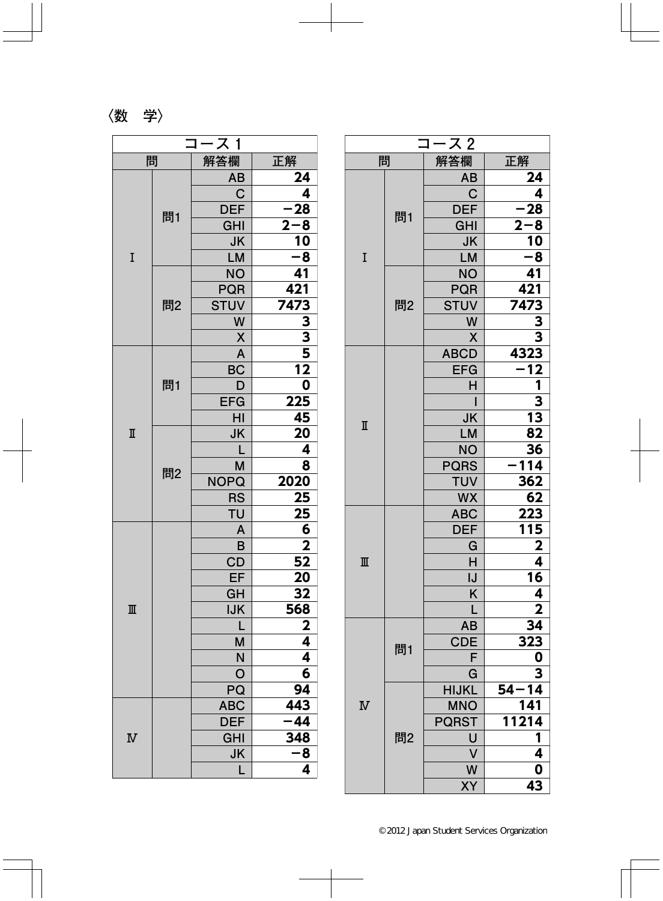〈数　学〉

| コース１ | | | |
|---|---|---|---|
| 問 | | 解答欄 | 正解 |
| Ⅰ | 問1 | AB | 24 |
| | | C | 4 |
| | | DEF | −28 |
| | | GHI | 2−8 |
| | | JK | 10 |
| | | LM | −8 |
| | 問2 | NO | 41 |
| | | PQR | 421 |
| | | STUV | 7473 |
| | | W | 3 |
| | | X | 3 |
| Ⅱ | 問1 | A | 5 |
| | | BC | 12 |
| | | D | 0 |
| | | EFG | 225 |
| | | HI | 45 |
| | 問2 | JK | 20 |
| | | L | 4 |
| | | M | 8 |
| | | NOPQ | 2020 |
| | | RS | 25 |
| | | TU | 25 |
| Ⅲ | | A | 6 |
| | | B | 2 |
| | | CD | 52 |
| | | EF | 20 |
| | | GH | 32 |
| | | IJK | 568 |
| | | L | 2 |
| | | M | 4 |
| | | N | 4 |
| | | O | 6 |
| | | PQ | 94 |
| Ⅳ | | ABC | 443 |
| | | DEF | −44 |
| | | GHI | 348 |
| | | JK | −8 |
| | | L | 4 |

| コース２ | | | |
|---|---|---|---|
| 問 | | 解答欄 | 正解 |
| Ⅰ | 問1 | AB | 24 |
| | | C | 4 |
| | | DEF | −28 |
| | | GHI | 2−8 |
| | | JK | 10 |
| | | LM | −8 |
| | 問2 | NO | 41 |
| | | PQR | 421 |
| | | STUV | 7473 |
| | | W | 3 |
| | | X | 3 |
| Ⅱ | | ABCD | 4323 |
| | | EFG | −12 |
| | | H | 1 |
| | | I | 3 |
| | | JK | 13 |
| | | LM | 82 |
| | | NO | 36 |
| | | PQRS | −114 |
| | | TUV | 362 |
| | | WX | 62 |
| Ⅲ | | ABC | 223 |
| | | DEF | 115 |
| | | G | 2 |
| | | H | 4 |
| | | IJ | 16 |
| | | K | 4 |
| | | L | 2 |
| Ⅳ | 問1 | AB | 34 |
| | | CDE | 323 |
| | | F | 0 |
| | | G | 3 |
| | 問2 | HIJKL | 54−14 |
| | | MNO | 141 |
| | | PQRST | 11214 |
| | | U | 1 |
| | | V | 4 |
| | | W | 0 |
| | | XY | 43 |

©2012 Japan Student Services Organization